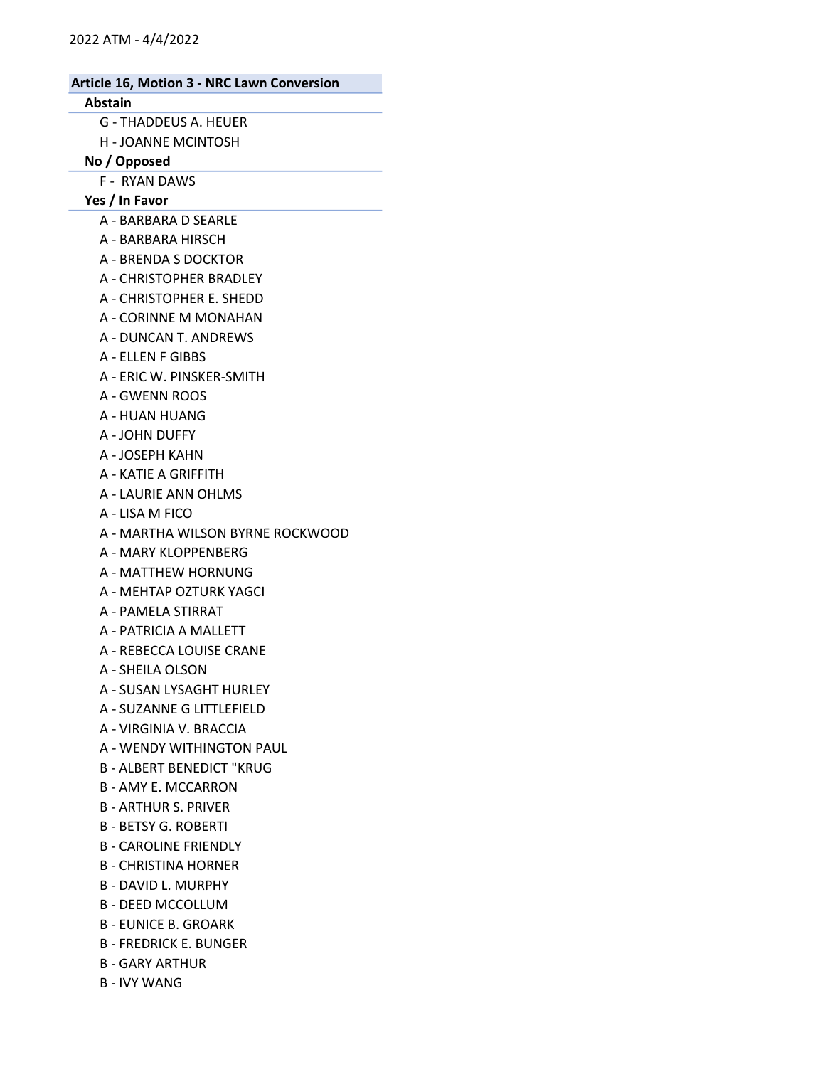**Article 16, Motion 3 - NRC Lawn Conversion**

**Abstain**

- G - THADDEUS A. HEUER
- H - JOANNE MCINTOSH

**No / Opposed**

- F - RYAN DAWS

**Yes / In Favor**

- A - BARBARA D SEARLE
- A - BARBARA HIRSCH
- A - BRENDA S DOCKTOR
- A - CHRISTOPHER BRADLEY
- A - CHRISTOPHER E. SHEDD
- A - CORINNE M MONAHAN
- A - DUNCAN T. ANDREWS
- A - ELLEN F GIBBS
- A - ERIC W. PINSKER-SMITH
- A - GWENN ROOS
- A - HUAN HUANG
- A - JOHN DUFFY
- A - JOSEPH KAHN
- A - KATIE A GRIFFITH
- A - LAURIE ANN OHLMS
- A - LISA M FICO
- A - MARTHA WILSON BYRNE ROCKWOOD
- A - MARY KLOPPENBERG
- A - MATTHEW HORNUNG
- A - MEHTAP OZTURK YAGCI
- A - PAMELA STIRRAT
- A - PATRICIA A MALLETT
- A - REBECCA LOUISE CRANE
- A - SHEILA OLSON
- A - SUSAN LYSAGHT HURLEY
- A - SUZANNE G LITTLEFIELD
- A - VIRGINIA V. BRACCIA
- A - WENDY WITHINGTON PAUL
- B - ALBERT BENEDICT "KRUG
- B - AMY E. MCCARRON
- B - ARTHUR S. PRIVER
- B - BETSY G. ROBERTI
- B - CAROLINE FRIENDLY
- B - CHRISTINA HORNER
- B - DAVID L. MURPHY
- B - DEED MCCOLLUM
- B - EUNICE B. GROARK
- B - FREDRICK E. BUNGER
- B - GARY ARTHUR
- B - IVY WANG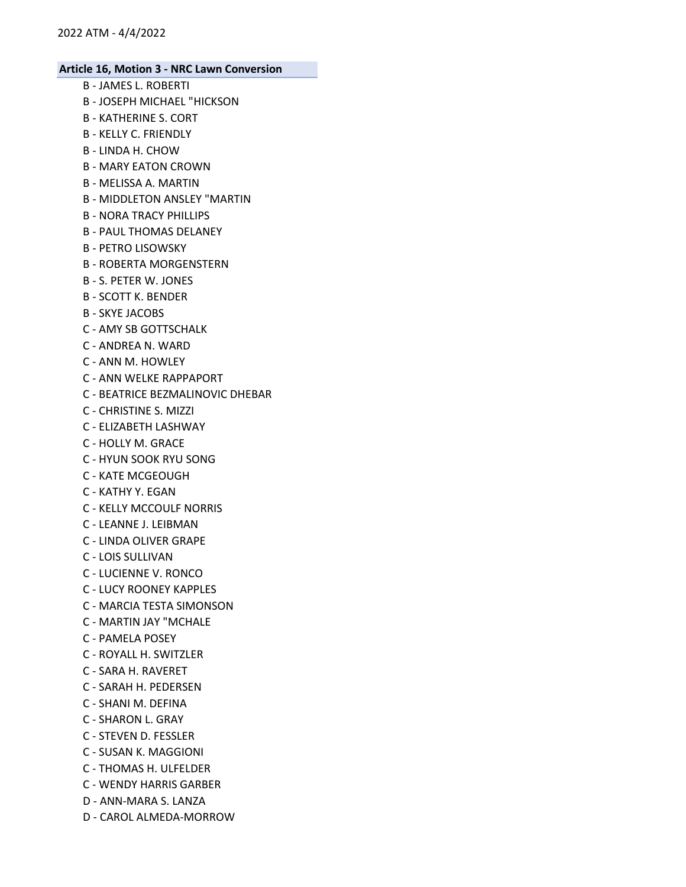### Article 16, Motion 3 - NRC Lawn Conversion

B - JAMES L. ROBERTI
B - JOSEPH MICHAEL "HICKSON
B - KATHERINE S. CORT
B - KELLY C. FRIENDLY
B - LINDA H. CHOW
B - MARY EATON CROWN
B - MELISSA A. MARTIN
B - MIDDLETON ANSLEY "MARTIN
B - NORA TRACY PHILLIPS
B - PAUL THOMAS DELANEY
B - PETRO LISOWSKY
B - ROBERTA MORGENSTERN
B - S. PETER W. JONES
B - SCOTT K. BENDER
B - SKYE JACOBS
C - AMY SB GOTTSCHALK
C - ANDREA N. WARD
C - ANN M. HOWLEY
C - ANN WELKE RAPPAPORT
C - BEATRICE BEZMALINOVIC DHEBAR
C - CHRISTINE S. MIZZI
C - ELIZABETH LASHWAY
C - HOLLY M. GRACE
C - HYUN SOOK RYU SONG
C - KATE MCGEOUGH
C - KATHY Y. EGAN
C - KELLY MCCOULF NORRIS
C - LEANNE J. LEIBMAN
C - LINDA OLIVER GRAPE
C - LOIS SULLIVAN
C - LUCIENNE V. RONCO
C - LUCY ROONEY KAPPLES
C - MARCIA TESTA SIMONSON
C - MARTIN JAY "MCHALE
C - PAMELA POSEY
C - ROYALL H. SWITZLER
C - SARA H. RAVERET
C - SARAH H. PEDERSEN
C - SHANI M. DEFINA
C - SHARON L. GRAY
C - STEVEN D. FESSLER
C - SUSAN K. MAGGIONI
C - THOMAS H. ULFELDER
C - WENDY HARRIS GARBER
D - ANN-MARA S. LANZA
D - CAROL ALMEDA-MORROW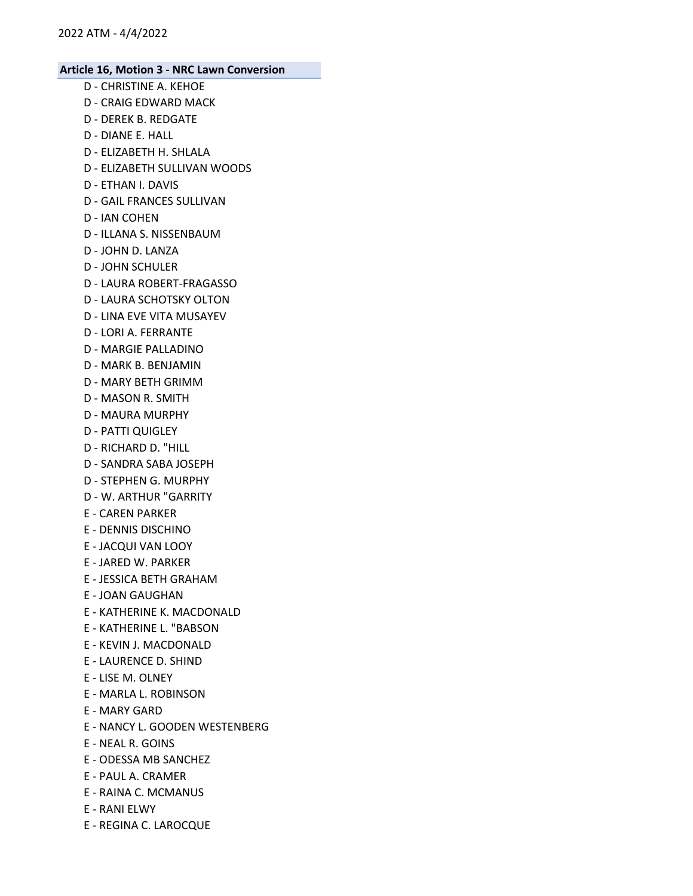## Article 16, Motion 3 - NRC Lawn Conversion

D - CHRISTINE A. KEHOE
D - CRAIG EDWARD MACK
D - DEREK B. REDGATE
D - DIANE E. HALL
D - ELIZABETH H. SHLALA
D - ELIZABETH SULLIVAN WOODS
D - ETHAN I. DAVIS
D - GAIL FRANCES SULLIVAN
D - IAN COHEN
D - ILLANA S. NISSENBAUM
D - JOHN D. LANZA
D - JOHN SCHULER
D - LAURA ROBERT-FRAGASSO
D - LAURA SCHOTSKY OLTON
D - LINA EVE VITA MUSAYEV
D - LORI A. FERRANTE
D - MARGIE PALLADINO
D - MARK B. BENJAMIN
D - MARY BETH GRIMM
D - MASON R. SMITH
D - MAURA MURPHY
D - PATTI QUIGLEY
D - RICHARD D. "HILL
D - SANDRA SABA JOSEPH
D - STEPHEN G. MURPHY
D - W. ARTHUR "GARRITY
E - CAREN PARKER
E - DENNIS DISCHINO
E - JACQUI VAN LOOY
E - JARED W. PARKER
E - JESSICA BETH GRAHAM
E - JOAN GAUGHAN
E - KATHERINE K. MACDONALD
E - KATHERINE L. "BABSON
E - KEVIN J. MACDONALD
E - LAURENCE D. SHIND
E - LISE M. OLNEY
E - MARLA L. ROBINSON
E - MARY GARD
E - NANCY L. GOODEN WESTENBERG
E - NEAL R. GOINS
E - ODESSA MB SANCHEZ
E - PAUL A. CRAMER
E - RAINA C. MCMANUS
E - RANI ELWY
E - REGINA C. LAROCQUE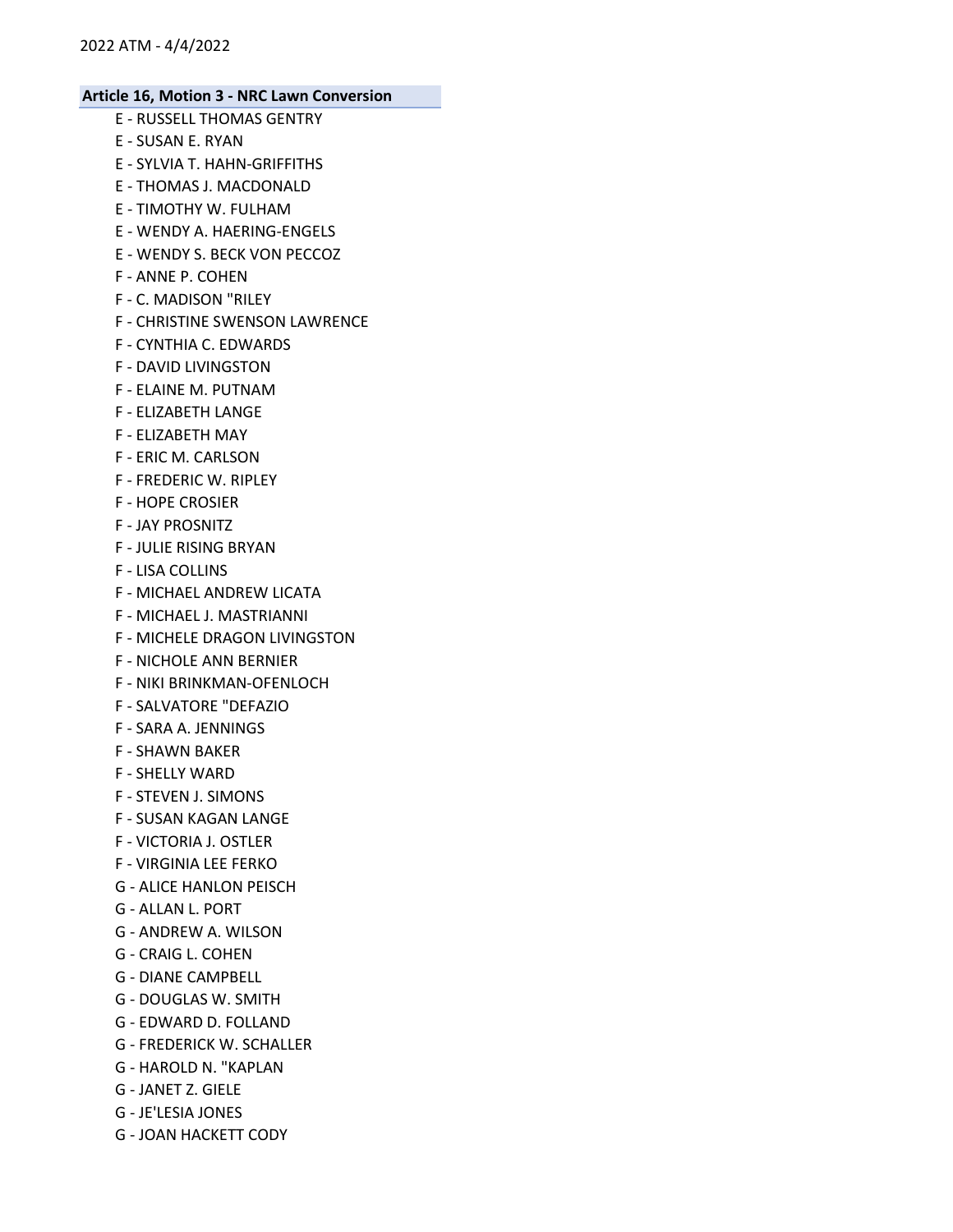**Article 16, Motion 3 - NRC Lawn Conversion**

E - RUSSELL THOMAS GENTRY
E - SUSAN E. RYAN
E - SYLVIA T. HAHN-GRIFFITHS
E - THOMAS J. MACDONALD
E - TIMOTHY W. FULHAM
E - WENDY A. HAERING-ENGELS
E - WENDY S. BECK VON PECCOZ
F - ANNE P. COHEN
F - C. MADISON "RILEY
F - CHRISTINE SWENSON LAWRENCE
F - CYNTHIA C. EDWARDS
F - DAVID LIVINGSTON
F - ELAINE M. PUTNAM
F - ELIZABETH LANGE
F - ELIZABETH MAY
F - ERIC M. CARLSON
F - FREDERIC W. RIPLEY
F - HOPE CROSIER
F - JAY PROSNITZ
F - JULIE RISING BRYAN
F - LISA COLLINS
F - MICHAEL ANDREW LICATA
F - MICHAEL J. MASTRIANNI
F - MICHELE DRAGON LIVINGSTON
F - NICHOLE ANN BERNIER
F - NIKI BRINKMAN-OFENLOCH
F - SALVATORE "DEFAZIO
F - SARA A. JENNINGS
F - SHAWN BAKER
F - SHELLY WARD
F - STEVEN J. SIMONS
F - SUSAN KAGAN LANGE
F - VICTORIA J. OSTLER
F - VIRGINIA LEE FERKO
G - ALICE HANLON PEISCH
G - ALLAN L. PORT
G - ANDREW A. WILSON
G - CRAIG L. COHEN
G - DIANE CAMPBELL
G - DOUGLAS W. SMITH
G - EDWARD D. FOLLAND
G - FREDERICK W. SCHALLER
G - HAROLD N. "KAPLAN
G - JANET Z. GIELE
G - JE'LESIA JONES
G - JOAN HACKETT CODY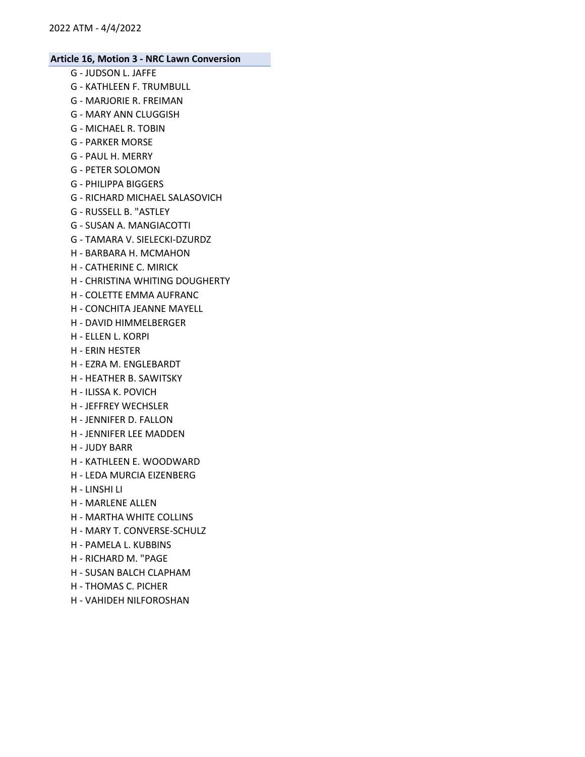## Article 16, Motion 3 - NRC Lawn Conversion

G - JUDSON L. JAFFE
G - KATHLEEN F. TRUMBULL
G - MARJORIE R. FREIMAN
G - MARY ANN CLUGGISH
G - MICHAEL R. TOBIN
G - PARKER MORSE
G - PAUL H. MERRY
G - PETER SOLOMON
G - PHILIPPA BIGGERS
G - RICHARD MICHAEL SALASOVICH
G - RUSSELL B. "ASTLEY
G - SUSAN A. MANGIACOTTI
G - TAMARA V. SIELECKI-DZURDZ
H - BARBARA H. MCMAHON
H - CATHERINE C. MIRICK
H - CHRISTINA WHITING DOUGHERTY
H - COLETTE EMMA AUFRANC
H - CONCHITA JEANNE MAYELL
H - DAVID HIMMELBERGER
H - ELLEN L. KORPI
H - ERIN HESTER
H - EZRA M. ENGLEBARDT
H - HEATHER B. SAWITSKY
H - ILISSA K. POVICH
H - JEFFREY WECHSLER
H - JENNIFER D. FALLON
H - JENNIFER LEE MADDEN
H - JUDY BARR
H - KATHLEEN E. WOODWARD
H - LEDA MURCIA EIZENBERG
H - LINSHI LI
H - MARLENE ALLEN
H - MARTHA WHITE COLLINS
H - MARY T. CONVERSE-SCHULZ
H - PAMELA L. KUBBINS
H - RICHARD M. "PAGE
H - SUSAN BALCH CLAPHAM
H - THOMAS C. PICHER
H - VAHIDEH NILFOROSHAN